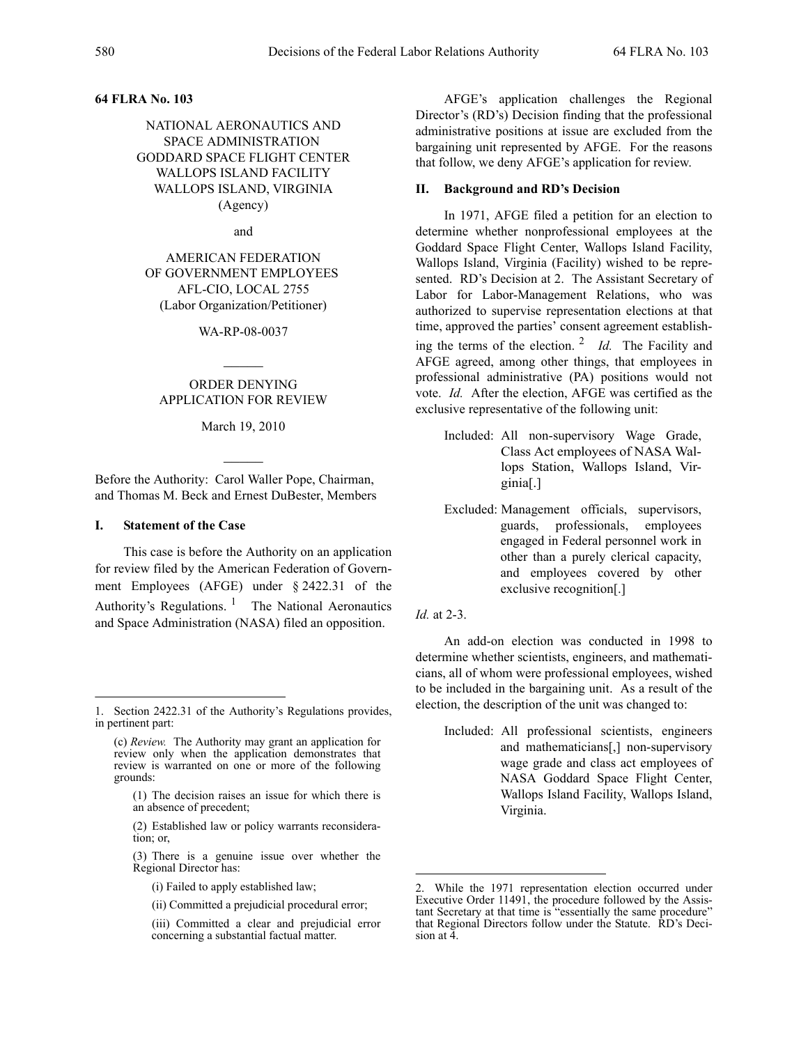**64 FLRA No. 103**

NATIONAL AERONAUTICS AND SPACE ADMINISTRATION
GODDARD SPACE FLIGHT CENTER
WALLOPS ISLAND FACILITY
WALLOPS ISLAND, VIRGINIA
(Agency)

and

AMERICAN FEDERATION
OF GOVERNMENT EMPLOYEES
AFL-CIO, LOCAL 2755
(Labor Organization/Petitioner)

WA-RP-08-0037

______

ORDER DENYING
APPLICATION FOR REVIEW

March 19, 2010

______

Before the Authority: Carol Waller Pope, Chairman, and Thomas M. Beck and Ernest DuBester, Members

## I. Statement of the Case

This case is before the Authority on an application for review filed by the American Federation of Government Employees (AFGE) under § 2422.31 of the Authority's Regulations.[1] The National Aeronautics and Space Administration (NASA) filed an opposition.

AFGE's application challenges the Regional Director's (RD's) Decision finding that the professional administrative positions at issue are excluded from the bargaining unit represented by AFGE. For the reasons that follow, we deny AFGE's application for review.

## II. Background and RD's Decision

In 1971, AFGE filed a petition for an election to determine whether nonprofessional employees at the Goddard Space Flight Center, Wallops Island Facility, Wallops Island, Virginia (Facility) wished to be represented. RD's Decision at 2. The Assistant Secretary of Labor for Labor-Management Relations, who was authorized to supervise representation elections at that time, approved the parties' consent agreement establishing the terms of the election.[2] *Id.* The Facility and AFGE agreed, among other things, that employees in professional administrative (PA) positions would not vote. *Id.* After the election, AFGE was certified as the exclusive representative of the following unit:

> Included: All non-supervisory Wage Grade, Class Act employees of NASA Wallops Station, Wallops Island, Virginia[.]
>
> Excluded: Management officials, supervisors, guards, professionals, employees engaged in Federal personnel work in other than a purely clerical capacity, and employees covered by other exclusive recognition[.]

*Id.* at 2-3.

An add-on election was conducted in 1998 to determine whether scientists, engineers, and mathematicians, all of whom were professional employees, wished to be included in the bargaining unit. As a result of the election, the description of the unit was changed to:

> Included: All professional scientists, engineers and mathematicians[,] non-supervisory wage grade and class act employees of NASA Goddard Space Flight Center, Wallops Island Facility, Wallops Island, Virginia.

---

1. Section 2422.31 of the Authority's Regulations provides, in pertinent part:

> (c) *Review.* The Authority may grant an application for review only when the application demonstrates that review is warranted on one or more of the following grounds:
>
> (1) The decision raises an issue for which there is an absence of precedent;
>
> (2) Established law or policy warrants reconsideration; or,
>
> (3) There is a genuine issue over whether the Regional Director has:
>
> (i) Failed to apply established law;
>
> (ii) Committed a prejudicial procedural error;
>
> (iii) Committed a clear and prejudicial error concerning a substantial factual matter.

2. While the 1971 representation election occurred under Executive Order 11491, the procedure followed by the Assistant Secretary at that time is "essentially the same procedure" that Regional Directors follow under the Statute. RD's Decision at 4.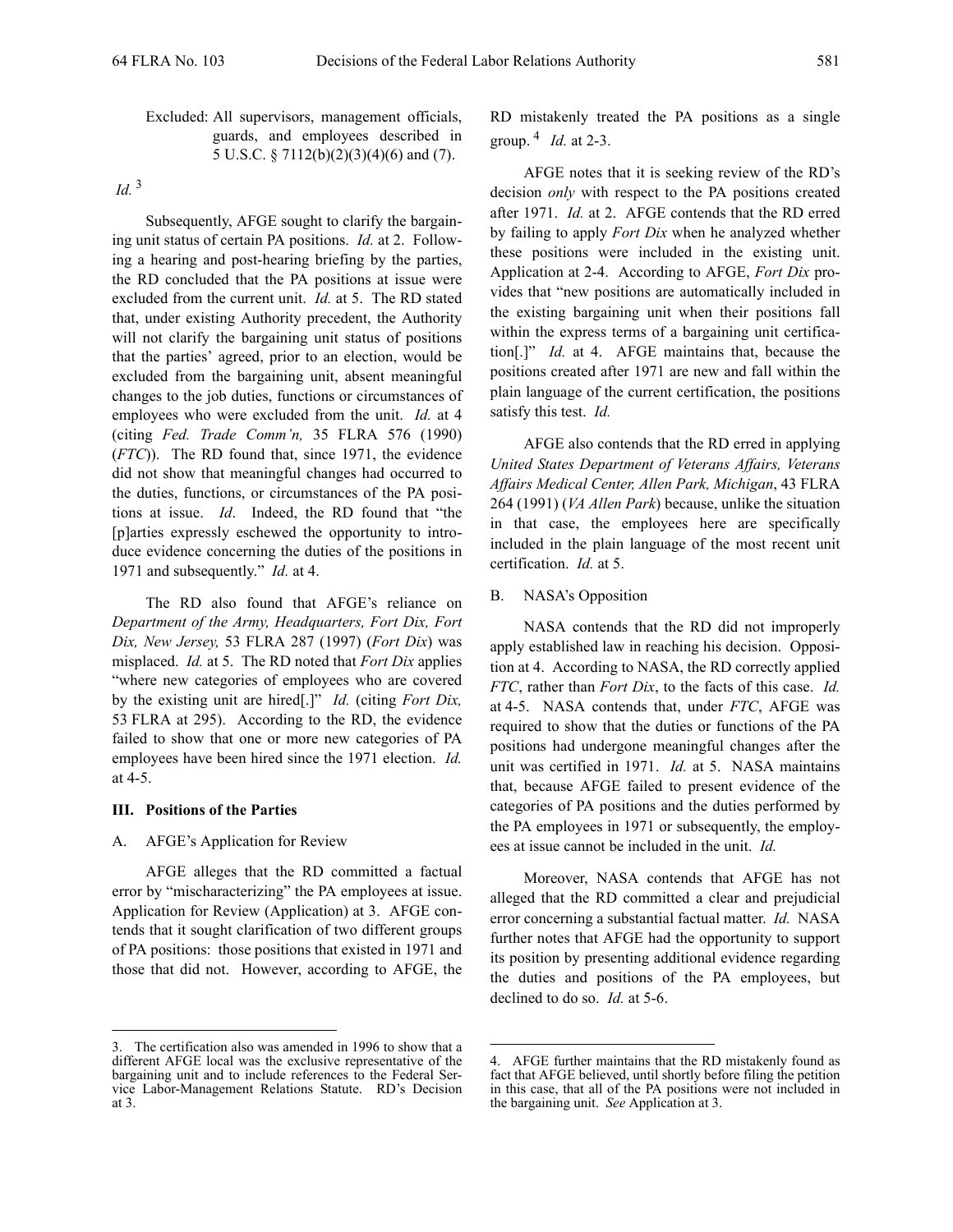Excluded: All supervisors, management officials, guards, and employees described in 5 U.S.C. § 7112(b)(2)(3)(4)(6) and (7).

*Id.*[3]

Subsequently, AFGE sought to clarify the bargaining unit status of certain PA positions. *Id.* at 2. Following a hearing and post-hearing briefing by the parties, the RD concluded that the PA positions at issue were excluded from the current unit. *Id.* at 5. The RD stated that, under existing Authority precedent, the Authority will not clarify the bargaining unit status of positions that the parties' agreed, prior to an election, would be excluded from the bargaining unit, absent meaningful changes to the job duties, functions or circumstances of employees who were excluded from the unit. *Id.* at 4 (citing *Fed. Trade Comm'n,* 35 FLRA 576 (1990) (*FTC*)). The RD found that, since 1971, the evidence did not show that meaningful changes had occurred to the duties, functions, or circumstances of the PA positions at issue. *Id*. Indeed, the RD found that "the [p]arties expressly eschewed the opportunity to introduce evidence concerning the duties of the positions in 1971 and subsequently." *Id.* at 4.

The RD also found that AFGE's reliance on *Department of the Army, Headquarters, Fort Dix, Fort Dix, New Jersey,* 53 FLRA 287 (1997) (*Fort Dix*) was misplaced. *Id.* at 5. The RD noted that *Fort Dix* applies "where new categories of employees who are covered by the existing unit are hired[.]" *Id.* (citing *Fort Dix,* 53 FLRA at 295). According to the RD, the evidence failed to show that one or more new categories of PA employees have been hired since the 1971 election. *Id.* at 4-5.

### III. Positions of the Parties

#### A. AFGE's Application for Review

AFGE alleges that the RD committed a factual error by "mischaracterizing" the PA employees at issue. Application for Review (Application) at 3. AFGE contends that it sought clarification of two different groups of PA positions: those positions that existed in 1971 and those that did not. However, according to AFGE, the RD mistakenly treated the PA positions as a single group.[4] *Id.* at 2-3.

AFGE notes that it is seeking review of the RD's decision *only* with respect to the PA positions created after 1971. *Id.* at 2. AFGE contends that the RD erred by failing to apply *Fort Dix* when he analyzed whether these positions were included in the existing unit. Application at 2-4. According to AFGE, *Fort Dix* provides that "new positions are automatically included in the existing bargaining unit when their positions fall within the express terms of a bargaining unit certification[.]" *Id.* at 4. AFGE maintains that, because the positions created after 1971 are new and fall within the plain language of the current certification, the positions satisfy this test. *Id.*

AFGE also contends that the RD erred in applying *United States Department of Veterans Affairs, Veterans Affairs Medical Center, Allen Park, Michigan*, 43 FLRA 264 (1991) (*VA Allen Park*) because, unlike the situation in that case, the employees here are specifically included in the plain language of the most recent unit certification. *Id.* at 5.

#### B. NASA's Opposition

NASA contends that the RD did not improperly apply established law in reaching his decision. Opposition at 4. According to NASA, the RD correctly applied *FTC*, rather than *Fort Dix*, to the facts of this case. *Id.* at 4-5. NASA contends that, under *FTC*, AFGE was required to show that the duties or functions of the PA positions had undergone meaningful changes after the unit was certified in 1971. *Id.* at 5. NASA maintains that, because AFGE failed to present evidence of the categories of PA positions and the duties performed by the PA employees in 1971 or subsequently, the employees at issue cannot be included in the unit. *Id.*

Moreover, NASA contends that AFGE has not alleged that the RD committed a clear and prejudicial error concerning a substantial factual matter. *Id.* NASA further notes that AFGE had the opportunity to support its position by presenting additional evidence regarding the duties and positions of the PA employees, but declined to do so. *Id.* at 5-6.

---

3. The certification also was amended in 1996 to show that a different AFGE local was the exclusive representative of the bargaining unit and to include references to the Federal Service Labor-Management Relations Statute. RD's Decision at 3.

4. AFGE further maintains that the RD mistakenly found as fact that AFGE believed, until shortly before filing the petition in this case, that all of the PA positions were not included in the bargaining unit. *See* Application at 3.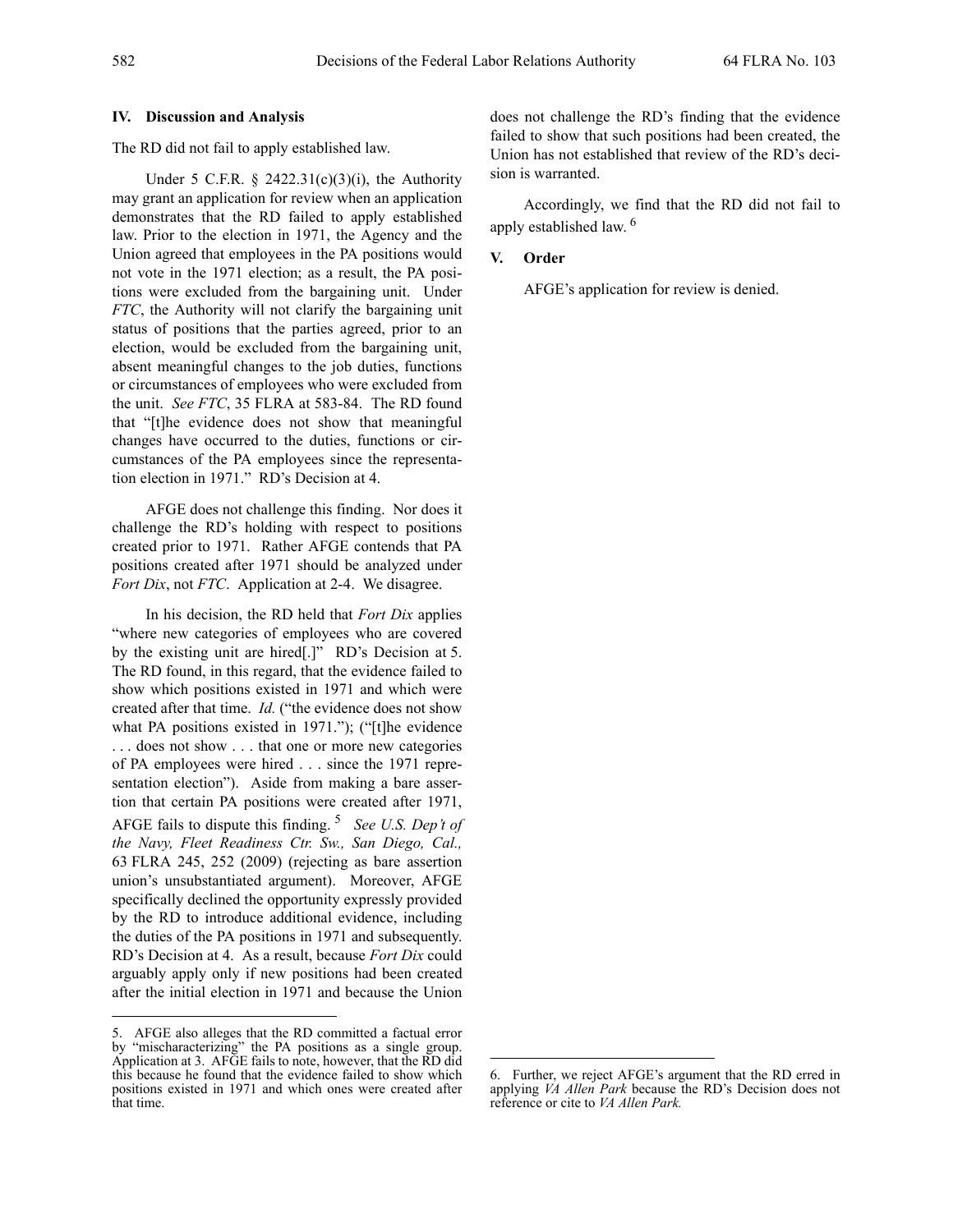## IV. Discussion and Analysis

The RD did not fail to apply established law.

Under 5 C.F.R. § 2422.31(c)(3)(i), the Authority may grant an application for review when an application demonstrates that the RD failed to apply established law. Prior to the election in 1971, the Agency and the Union agreed that employees in the PA positions would not vote in the 1971 election; as a result, the PA positions were excluded from the bargaining unit. Under *FTC*, the Authority will not clarify the bargaining unit status of positions that the parties agreed, prior to an election, would be excluded from the bargaining unit, absent meaningful changes to the job duties, functions or circumstances of employees who were excluded from the unit. *See FTC*, 35 FLRA at 583-84. The RD found that "[t]he evidence does not show that meaningful changes have occurred to the duties, functions or circumstances of the PA employees since the representation election in 1971." RD's Decision at 4.

AFGE does not challenge this finding. Nor does it challenge the RD's holding with respect to positions created prior to 1971. Rather AFGE contends that PA positions created after 1971 should be analyzed under *Fort Dix*, not *FTC*. Application at 2-4. We disagree.

In his decision, the RD held that *Fort Dix* applies "where new categories of employees who are covered by the existing unit are hired[.]" RD's Decision at 5. The RD found, in this regard, that the evidence failed to show which positions existed in 1971 and which were created after that time. *Id.* ("the evidence does not show what PA positions existed in 1971."); ("[t]he evidence . . . does not show . . . that one or more new categories of PA employees were hired . . . since the 1971 representation election"). Aside from making a bare assertion that certain PA positions were created after 1971, AFGE fails to dispute this finding.[5] *See U.S. Dep't of the Navy, Fleet Readiness Ctr. Sw., San Diego, Cal.,* 63 FLRA 245, 252 (2009) (rejecting as bare assertion union's unsubstantiated argument). Moreover, AFGE specifically declined the opportunity expressly provided by the RD to introduce additional evidence, including the duties of the PA positions in 1971 and subsequently. RD's Decision at 4. As a result, because *Fort Dix* could arguably apply only if new positions had been created after the initial election in 1971 and because the Union does not challenge the RD's finding that the evidence failed to show that such positions had been created, the Union has not established that review of the RD's decision is warranted.

Accordingly, we find that the RD did not fail to apply established law.[6]

## V. Order

AFGE's application for review is denied.

---

5. AFGE also alleges that the RD committed a factual error by "mischaracterizing" the PA positions as a single group. Application at 3. AFGE fails to note, however, that the RD did this because he found that the evidence failed to show which positions existed in 1971 and which ones were created after that time.

6. Further, we reject AFGE's argument that the RD erred in applying *VA Allen Park* because the RD's Decision does not reference or cite to *VA Allen Park.*